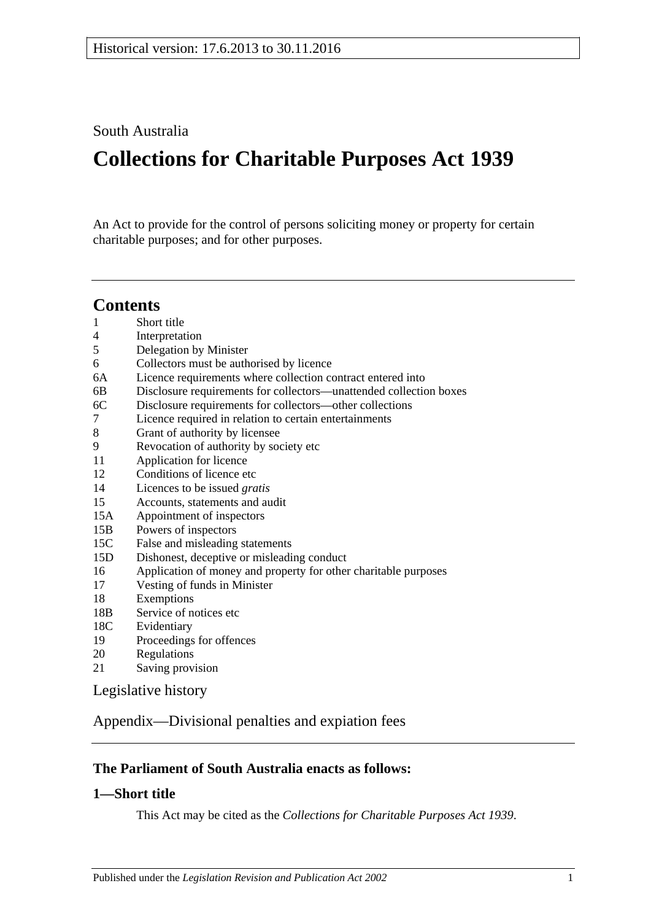Historical version: 17.6.2013 to 30.11.2016

South Australia

# Collections for Charitable Purposes Act 1939

An Act to provide for the control of persons soliciting money or property for certain charitable purposes; and for other purposes.

## Contents

1 Short title
4 Interpretation
5 Delegation by Minister
6 Collectors must be authorised by licence
6A Licence requirements where collection contract entered into
6B Disclosure requirements for collectors—unattended collection boxes
6C Disclosure requirements for collectors—other collections
7 Licence required in relation to certain entertainments
8 Grant of authority by licensee
9 Revocation of authority by society etc
11 Application for licence
12 Conditions of licence etc
14 Licences to be issued *gratis*
15 Accounts, statements and audit
15A Appointment of inspectors
15B Powers of inspectors
15C False and misleading statements
15D Dishonest, deceptive or misleading conduct
16 Application of money and property for other charitable purposes
17 Vesting of funds in Minister
18 Exemptions
18B Service of notices etc
18C Evidentiary
19 Proceedings for offences
20 Regulations
21 Saving provision

Legislative history

Appendix—Divisional penalties and expiation fees

### The Parliament of South Australia enacts as follows:

### 1—Short title

This Act may be cited as the *Collections for Charitable Purposes Act 1939*.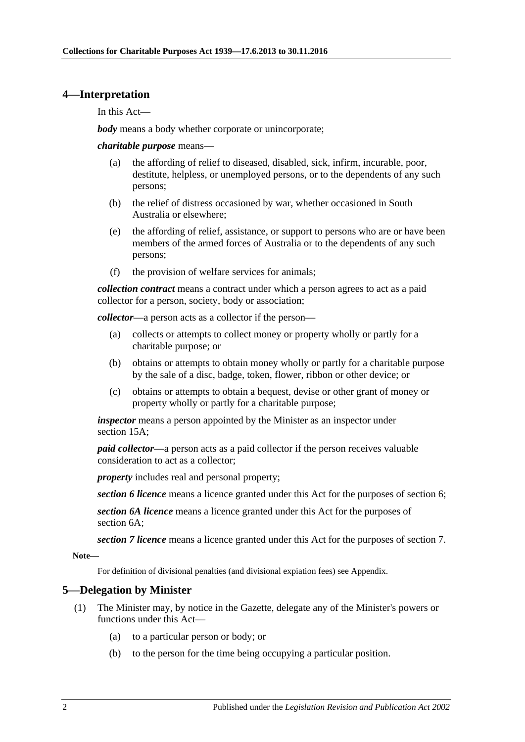## 4—Interpretation

In this Act—

***body*** means a body whether corporate or unincorporate;

***charitable purpose*** means—

- (a) the affording of relief to diseased, disabled, sick, infirm, incurable, poor, destitute, helpless, or unemployed persons, or to the dependents of any such persons;
- (b) the relief of distress occasioned by war, whether occasioned in South Australia or elsewhere;
- (e) the affording of relief, assistance, or support to persons who are or have been members of the armed forces of Australia or to the dependents of any such persons;
- (f) the provision of welfare services for animals;

***collection contract*** means a contract under which a person agrees to act as a paid collector for a person, society, body or association;

***collector***—a person acts as a collector if the person—

- (a) collects or attempts to collect money or property wholly or partly for a charitable purpose; or
- (b) obtains or attempts to obtain money wholly or partly for a charitable purpose by the sale of a disc, badge, token, flower, ribbon or other device; or
- (c) obtains or attempts to obtain a bequest, devise or other grant of money or property wholly or partly for a charitable purpose;

***inspector*** means a person appointed by the Minister as an inspector under section 15A;

***paid collector***—a person acts as a paid collector if the person receives valuable consideration to act as a collector;

***property*** includes real and personal property;

***section 6 licence*** means a licence granted under this Act for the purposes of section 6;

***section 6A licence*** means a licence granted under this Act for the purposes of section 6A;

***section 7 licence*** means a licence granted under this Act for the purposes of section 7.

**Note—**

For definition of divisional penalties (and divisional expiation fees) see Appendix.

## 5—Delegation by Minister

(1) The Minister may, by notice in the Gazette, delegate any of the Minister's powers or functions under this Act—

- (a) to a particular person or body; or
- (b) to the person for the time being occupying a particular position.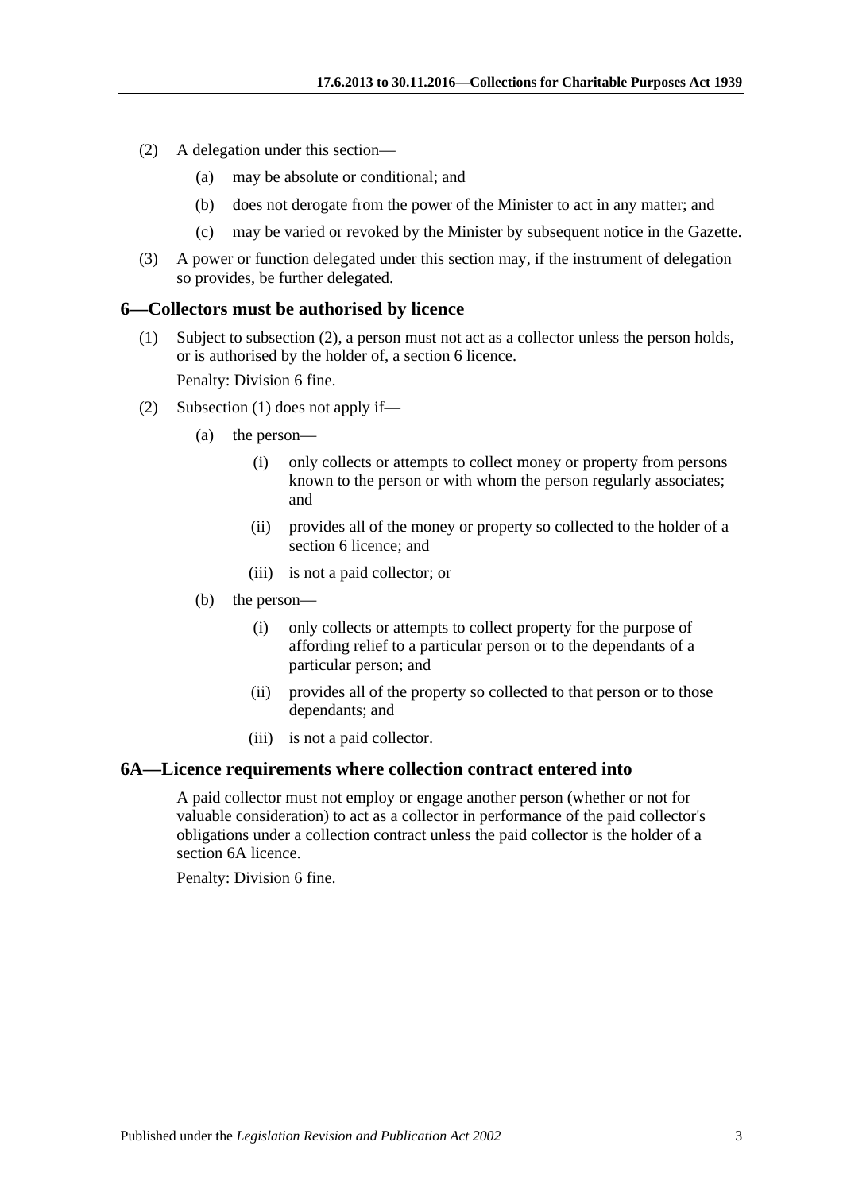(2) A delegation under this section—

(a) may be absolute or conditional; and

(b) does not derogate from the power of the Minister to act in any matter; and

(c) may be varied or revoked by the Minister by subsequent notice in the Gazette.

(3) A power or function delegated under this section may, if the instrument of delegation so provides, be further delegated.

## 6—Collectors must be authorised by licence

(1) Subject to subsection (2), a person must not act as a collector unless the person holds, or is authorised by the holder of, a section 6 licence.

Penalty: Division 6 fine.

(2) Subsection (1) does not apply if—

(a) the person—

(i) only collects or attempts to collect money or property from persons known to the person or with whom the person regularly associates; and

(ii) provides all of the money or property so collected to the holder of a section 6 licence; and

(iii) is not a paid collector; or

(b) the person—

(i) only collects or attempts to collect property for the purpose of affording relief to a particular person or to the dependants of a particular person; and

(ii) provides all of the property so collected to that person or to those dependants; and

(iii) is not a paid collector.

## 6A—Licence requirements where collection contract entered into

A paid collector must not employ or engage another person (whether or not for valuable consideration) to act as a collector in performance of the paid collector's obligations under a collection contract unless the paid collector is the holder of a section 6A licence.

Penalty: Division 6 fine.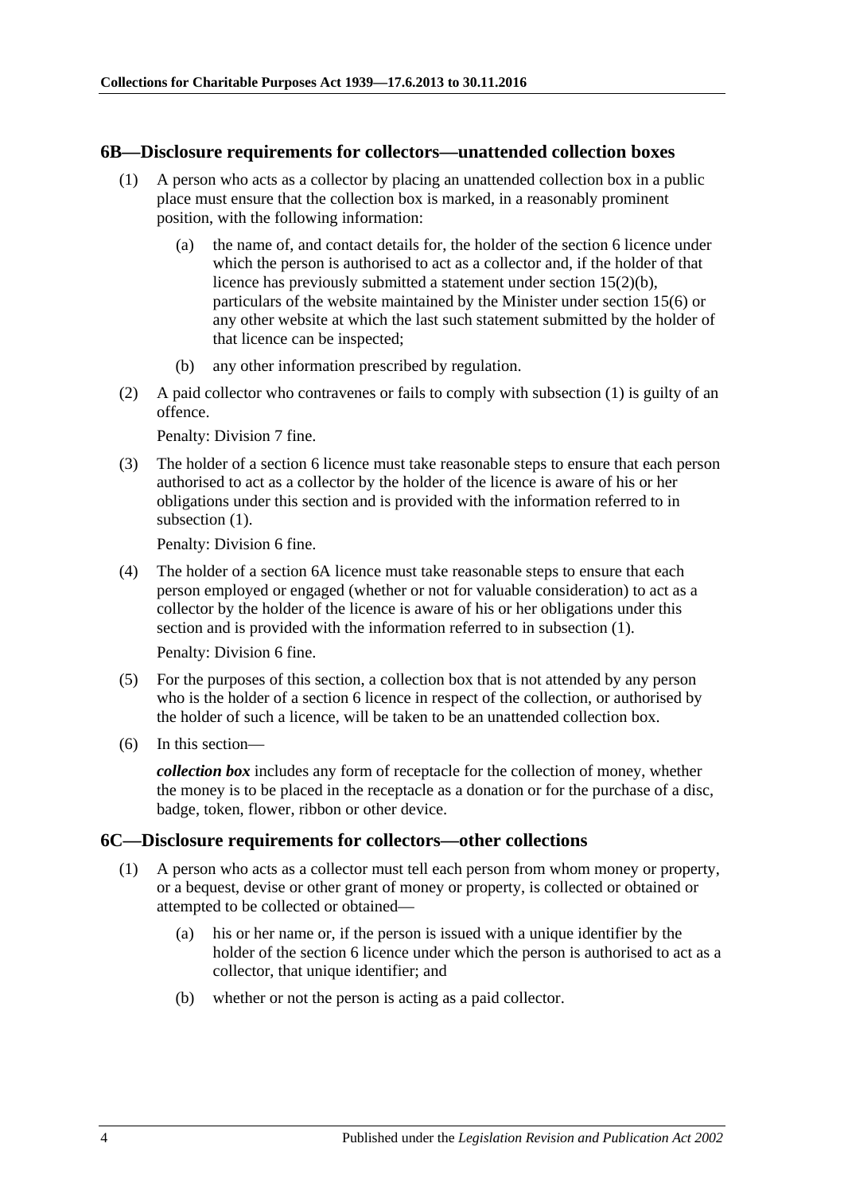## 6B—Disclosure requirements for collectors—unattended collection boxes

(1) A person who acts as a collector by placing an unattended collection box in a public place must ensure that the collection box is marked, in a reasonably prominent position, with the following information:

  (a) the name of, and contact details for, the holder of the section 6 licence under which the person is authorised to act as a collector and, if the holder of that licence has previously submitted a statement under section 15(2)(b), particulars of the website maintained by the Minister under section 15(6) or any other website at which the last such statement submitted by the holder of that licence can be inspected;

  (b) any other information prescribed by regulation.

(2) A paid collector who contravenes or fails to comply with subsection (1) is guilty of an offence.

Penalty: Division 7 fine.

(3) The holder of a section 6 licence must take reasonable steps to ensure that each person authorised to act as a collector by the holder of the licence is aware of his or her obligations under this section and is provided with the information referred to in subsection (1).

Penalty: Division 6 fine.

(4) The holder of a section 6A licence must take reasonable steps to ensure that each person employed or engaged (whether or not for valuable consideration) to act as a collector by the holder of the licence is aware of his or her obligations under this section and is provided with the information referred to in subsection (1).

Penalty: Division 6 fine.

(5) For the purposes of this section, a collection box that is not attended by any person who is the holder of a section 6 licence in respect of the collection, or authorised by the holder of such a licence, will be taken to be an unattended collection box.

(6) In this section—

***collection box*** includes any form of receptacle for the collection of money, whether the money is to be placed in the receptacle as a donation or for the purchase of a disc, badge, token, flower, ribbon or other device.

## 6C—Disclosure requirements for collectors—other collections

(1) A person who acts as a collector must tell each person from whom money or property, or a bequest, devise or other grant of money or property, is collected or obtained or attempted to be collected or obtained—

  (a) his or her name or, if the person is issued with a unique identifier by the holder of the section 6 licence under which the person is authorised to act as a collector, that unique identifier; and

  (b) whether or not the person is acting as a paid collector.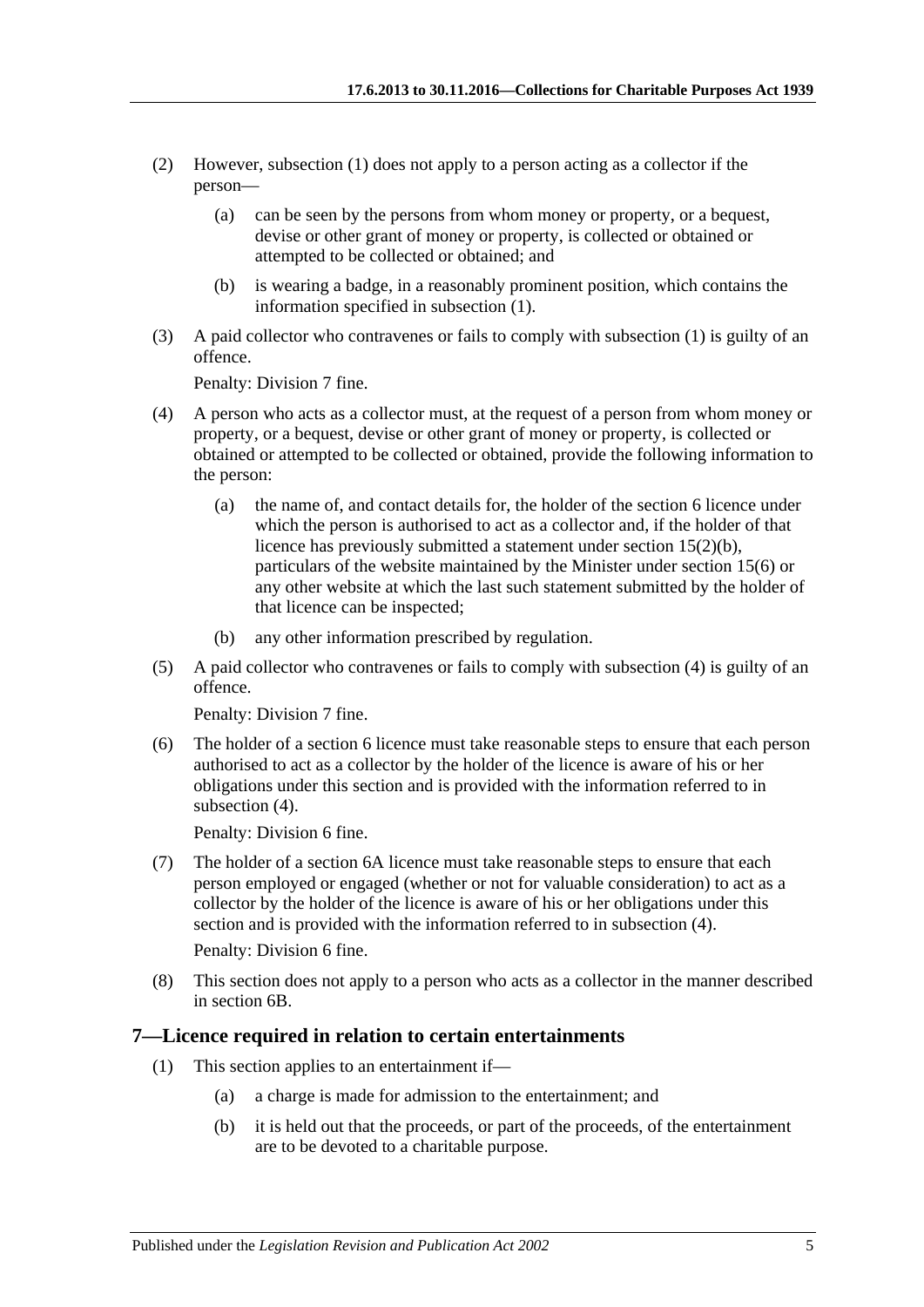(2) However, subsection (1) does not apply to a person acting as a collector if the person—

(a) can be seen by the persons from whom money or property, or a bequest, devise or other grant of money or property, is collected or obtained or attempted to be collected or obtained; and

(b) is wearing a badge, in a reasonably prominent position, which contains the information specified in subsection (1).

(3) A paid collector who contravenes or fails to comply with subsection (1) is guilty of an offence.

Penalty: Division 7 fine.

(4) A person who acts as a collector must, at the request of a person from whom money or property, or a bequest, devise or other grant of money or property, is collected or obtained or attempted to be collected or obtained, provide the following information to the person:

(a) the name of, and contact details for, the holder of the section 6 licence under which the person is authorised to act as a collector and, if the holder of that licence has previously submitted a statement under section 15(2)(b), particulars of the website maintained by the Minister under section 15(6) or any other website at which the last such statement submitted by the holder of that licence can be inspected;

(b) any other information prescribed by regulation.

(5) A paid collector who contravenes or fails to comply with subsection (4) is guilty of an offence.

Penalty: Division 7 fine.

(6) The holder of a section 6 licence must take reasonable steps to ensure that each person authorised to act as a collector by the holder of the licence is aware of his or her obligations under this section and is provided with the information referred to in subsection (4).

Penalty: Division 6 fine.

(7) The holder of a section 6A licence must take reasonable steps to ensure that each person employed or engaged (whether or not for valuable consideration) to act as a collector by the holder of the licence is aware of his or her obligations under this section and is provided with the information referred to in subsection (4).

Penalty: Division 6 fine.

(8) This section does not apply to a person who acts as a collector in the manner described in section 6B.

## 7—Licence required in relation to certain entertainments

(1) This section applies to an entertainment if—

(a) a charge is made for admission to the entertainment; and

(b) it is held out that the proceeds, or part of the proceeds, of the entertainment are to be devoted to a charitable purpose.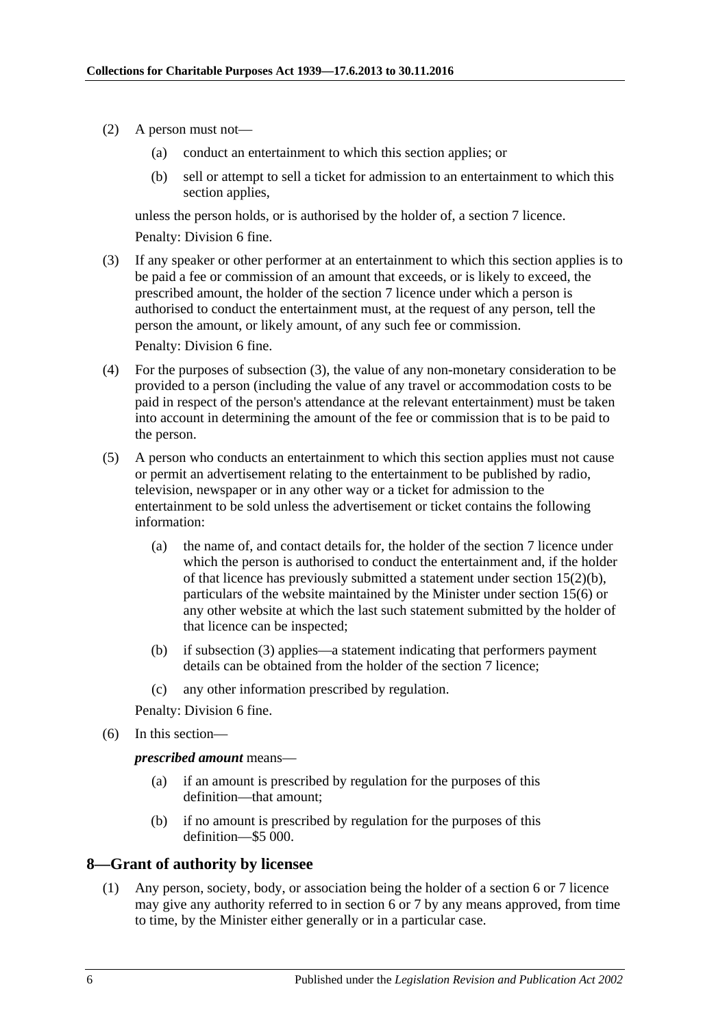(2) A person must not—

(a) conduct an entertainment to which this section applies; or

(b) sell or attempt to sell a ticket for admission to an entertainment to which this section applies,

unless the person holds, or is authorised by the holder of, a section 7 licence.

Penalty: Division 6 fine.

(3) If any speaker or other performer at an entertainment to which this section applies is to be paid a fee or commission of an amount that exceeds, or is likely to exceed, the prescribed amount, the holder of the section 7 licence under which a person is authorised to conduct the entertainment must, at the request of any person, tell the person the amount, or likely amount, of any such fee or commission.

Penalty: Division 6 fine.

(4) For the purposes of subsection (3), the value of any non-monetary consideration to be provided to a person (including the value of any travel or accommodation costs to be paid in respect of the person's attendance at the relevant entertainment) must be taken into account in determining the amount of the fee or commission that is to be paid to the person.

(5) A person who conducts an entertainment to which this section applies must not cause or permit an advertisement relating to the entertainment to be published by radio, television, newspaper or in any other way or a ticket for admission to the entertainment to be sold unless the advertisement or ticket contains the following information:

(a) the name of, and contact details for, the holder of the section 7 licence under which the person is authorised to conduct the entertainment and, if the holder of that licence has previously submitted a statement under section 15(2)(b), particulars of the website maintained by the Minister under section 15(6) or any other website at which the last such statement submitted by the holder of that licence can be inspected;

(b) if subsection (3) applies—a statement indicating that performers payment details can be obtained from the holder of the section 7 licence;

(c) any other information prescribed by regulation.

Penalty: Division 6 fine.

(6) In this section—

***prescribed amount*** means—

(a) if an amount is prescribed by regulation for the purposes of this definition—that amount;

(b) if no amount is prescribed by regulation for the purposes of this definition—$5 000.

## 8—Grant of authority by licensee

(1) Any person, society, body, or association being the holder of a section 6 or 7 licence may give any authority referred to in section 6 or 7 by any means approved, from time to time, by the Minister either generally or in a particular case.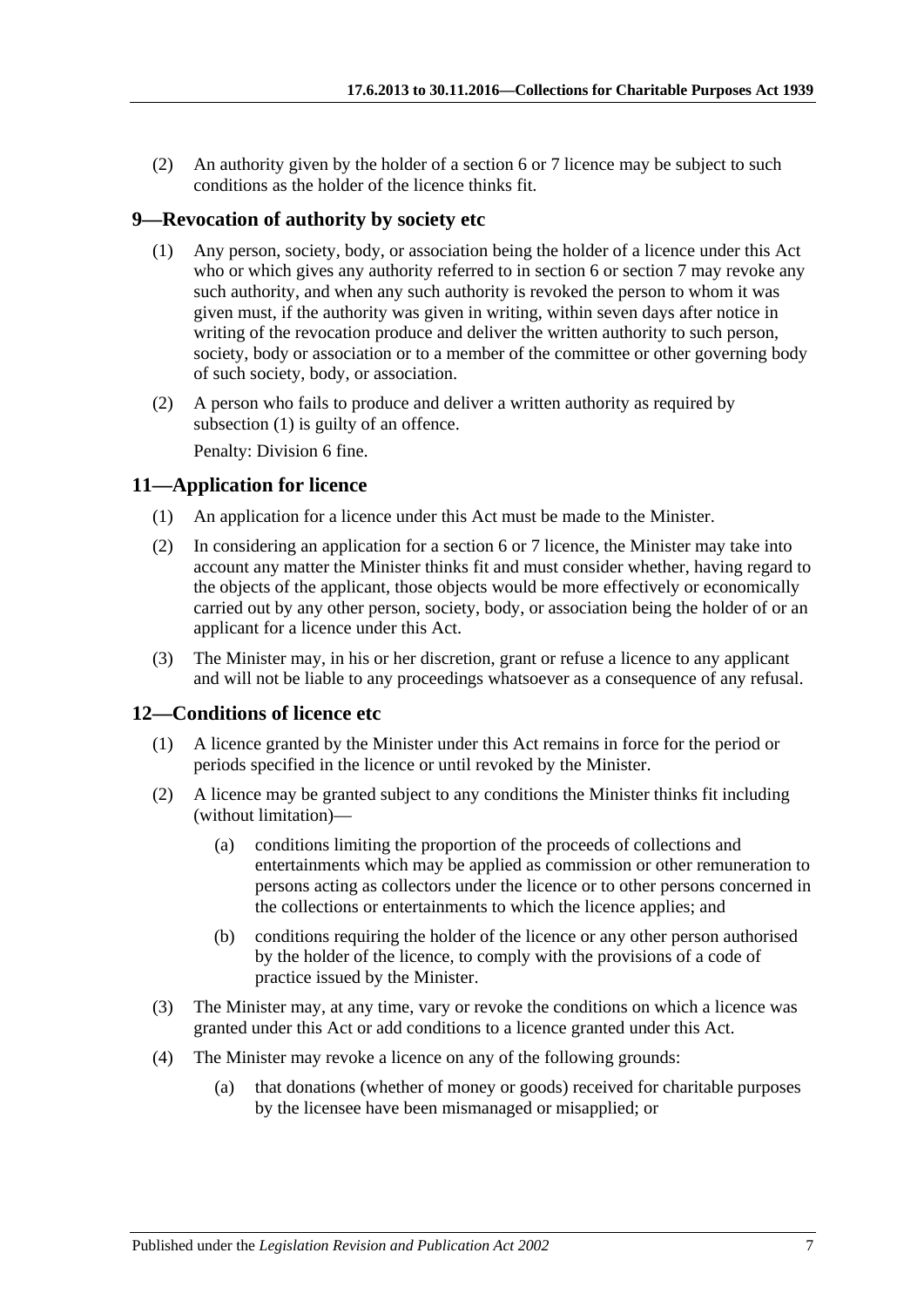(2) An authority given by the holder of a section 6 or 7 licence may be subject to such conditions as the holder of the licence thinks fit.

## 9—Revocation of authority by society etc

(1) Any person, society, body, or association being the holder of a licence under this Act who or which gives any authority referred to in section 6 or section 7 may revoke any such authority, and when any such authority is revoked the person to whom it was given must, if the authority was given in writing, within seven days after notice in writing of the revocation produce and deliver the written authority to such person, society, body or association or to a member of the committee or other governing body of such society, body, or association.

(2) A person who fails to produce and deliver a written authority as required by subsection (1) is guilty of an offence.

Penalty: Division 6 fine.

## 11—Application for licence

(1) An application for a licence under this Act must be made to the Minister.

(2) In considering an application for a section 6 or 7 licence, the Minister may take into account any matter the Minister thinks fit and must consider whether, having regard to the objects of the applicant, those objects would be more effectively or economically carried out by any other person, society, body, or association being the holder of or an applicant for a licence under this Act.

(3) The Minister may, in his or her discretion, grant or refuse a licence to any applicant and will not be liable to any proceedings whatsoever as a consequence of any refusal.

## 12—Conditions of licence etc

(1) A licence granted by the Minister under this Act remains in force for the period or periods specified in the licence or until revoked by the Minister.

(2) A licence may be granted subject to any conditions the Minister thinks fit including (without limitation)—

(a) conditions limiting the proportion of the proceeds of collections and entertainments which may be applied as commission or other remuneration to persons acting as collectors under the licence or to other persons concerned in the collections or entertainments to which the licence applies; and

(b) conditions requiring the holder of the licence or any other person authorised by the holder of the licence, to comply with the provisions of a code of practice issued by the Minister.

(3) The Minister may, at any time, vary or revoke the conditions on which a licence was granted under this Act or add conditions to a licence granted under this Act.

(4) The Minister may revoke a licence on any of the following grounds:

(a) that donations (whether of money or goods) received for charitable purposes by the licensee have been mismanaged or misapplied; or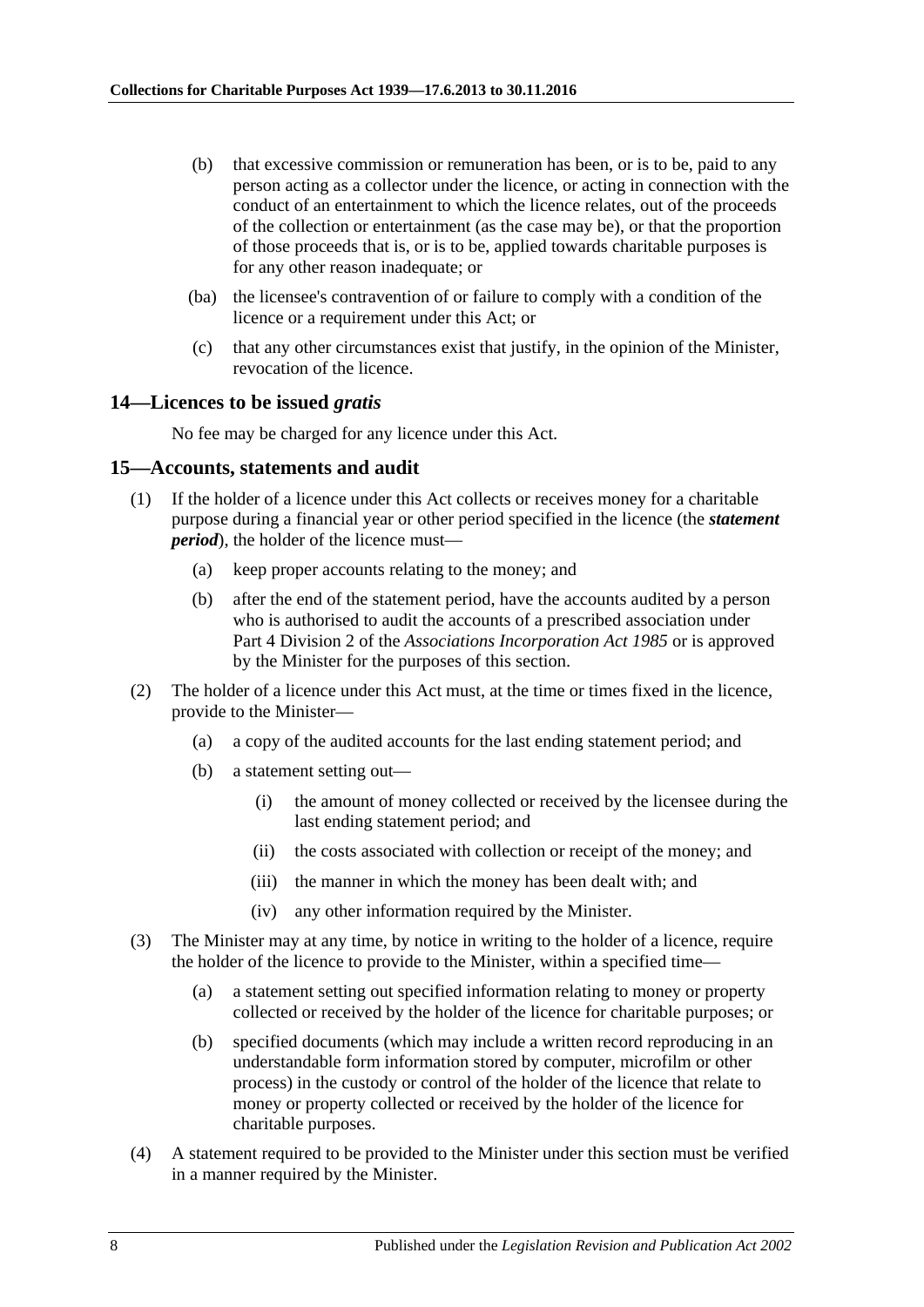(b) that excessive commission or remuneration has been, or is to be, paid to any person acting as a collector under the licence, or acting in connection with the conduct of an entertainment to which the licence relates, out of the proceeds of the collection or entertainment (as the case may be), or that the proportion of those proceeds that is, or is to be, applied towards charitable purposes is for any other reason inadequate; or

(ba) the licensee's contravention of or failure to comply with a condition of the licence or a requirement under this Act; or

(c) that any other circumstances exist that justify, in the opinion of the Minister, revocation of the licence.

## 14—Licences to be issued *gratis*

No fee may be charged for any licence under this Act.

## 15—Accounts, statements and audit

(1) If the holder of a licence under this Act collects or receives money for a charitable purpose during a financial year or other period specified in the licence (the ***statement period***), the holder of the licence must—

(a) keep proper accounts relating to the money; and

(b) after the end of the statement period, have the accounts audited by a person who is authorised to audit the accounts of a prescribed association under Part 4 Division 2 of the *Associations Incorporation Act 1985* or is approved by the Minister for the purposes of this section.

(2) The holder of a licence under this Act must, at the time or times fixed in the licence, provide to the Minister—

(a) a copy of the audited accounts for the last ending statement period; and

(b) a statement setting out—

(i) the amount of money collected or received by the licensee during the last ending statement period; and

(ii) the costs associated with collection or receipt of the money; and

(iii) the manner in which the money has been dealt with; and

(iv) any other information required by the Minister.

(3) The Minister may at any time, by notice in writing to the holder of a licence, require the holder of the licence to provide to the Minister, within a specified time—

(a) a statement setting out specified information relating to money or property collected or received by the holder of the licence for charitable purposes; or

(b) specified documents (which may include a written record reproducing in an understandable form information stored by computer, microfilm or other process) in the custody or control of the holder of the licence that relate to money or property collected or received by the holder of the licence for charitable purposes.

(4) A statement required to be provided to the Minister under this section must be verified in a manner required by the Minister.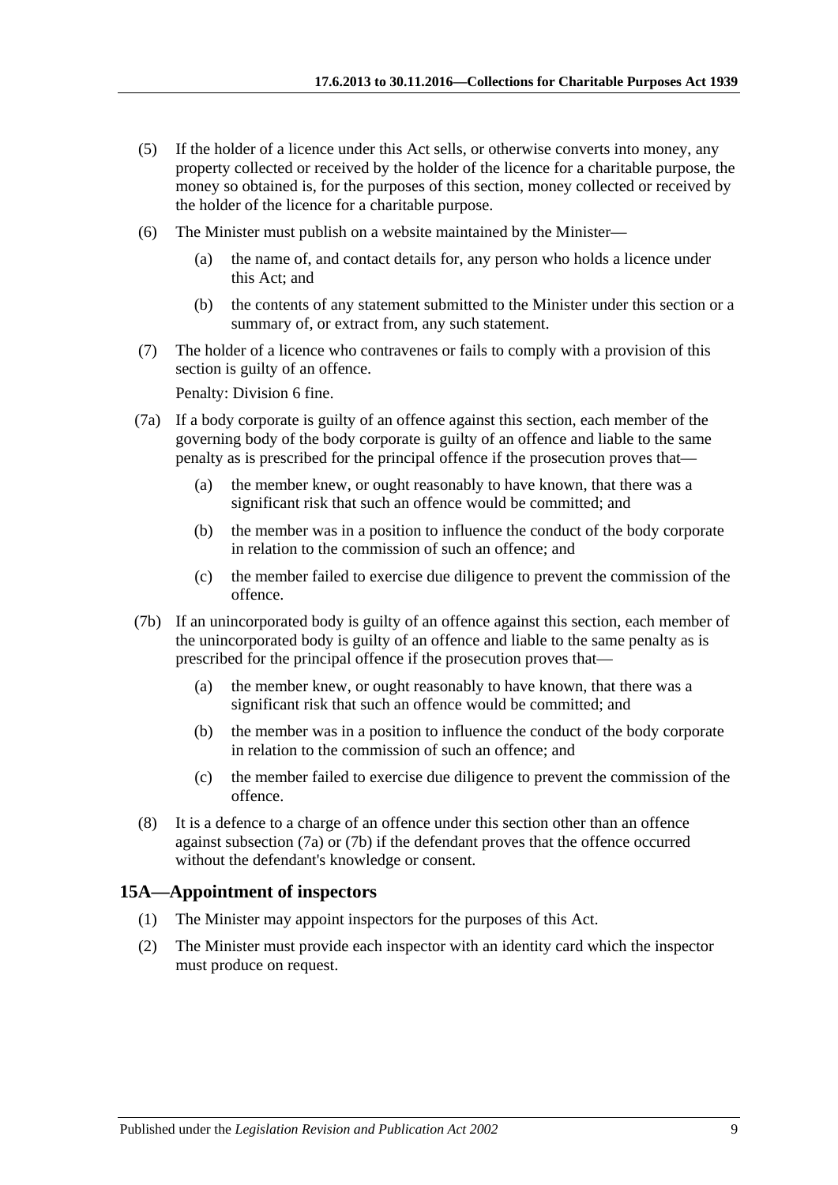(5) If the holder of a licence under this Act sells, or otherwise converts into money, any property collected or received by the holder of the licence for a charitable purpose, the money so obtained is, for the purposes of this section, money collected or received by the holder of the licence for a charitable purpose.

(6) The Minister must publish on a website maintained by the Minister—

(a) the name of, and contact details for, any person who holds a licence under this Act; and

(b) the contents of any statement submitted to the Minister under this section or a summary of, or extract from, any such statement.

(7) The holder of a licence who contravenes or fails to comply with a provision of this section is guilty of an offence.

Penalty: Division 6 fine.

(7a) If a body corporate is guilty of an offence against this section, each member of the governing body of the body corporate is guilty of an offence and liable to the same penalty as is prescribed for the principal offence if the prosecution proves that—

(a) the member knew, or ought reasonably to have known, that there was a significant risk that such an offence would be committed; and

(b) the member was in a position to influence the conduct of the body corporate in relation to the commission of such an offence; and

(c) the member failed to exercise due diligence to prevent the commission of the offence.

(7b) If an unincorporated body is guilty of an offence against this section, each member of the unincorporated body is guilty of an offence and liable to the same penalty as is prescribed for the principal offence if the prosecution proves that—

(a) the member knew, or ought reasonably to have known, that there was a significant risk that such an offence would be committed; and

(b) the member was in a position to influence the conduct of the body corporate in relation to the commission of such an offence; and

(c) the member failed to exercise due diligence to prevent the commission of the offence.

(8) It is a defence to a charge of an offence under this section other than an offence against subsection (7a) or (7b) if the defendant proves that the offence occurred without the defendant's knowledge or consent.

## 15A—Appointment of inspectors

(1) The Minister may appoint inspectors for the purposes of this Act.

(2) The Minister must provide each inspector with an identity card which the inspector must produce on request.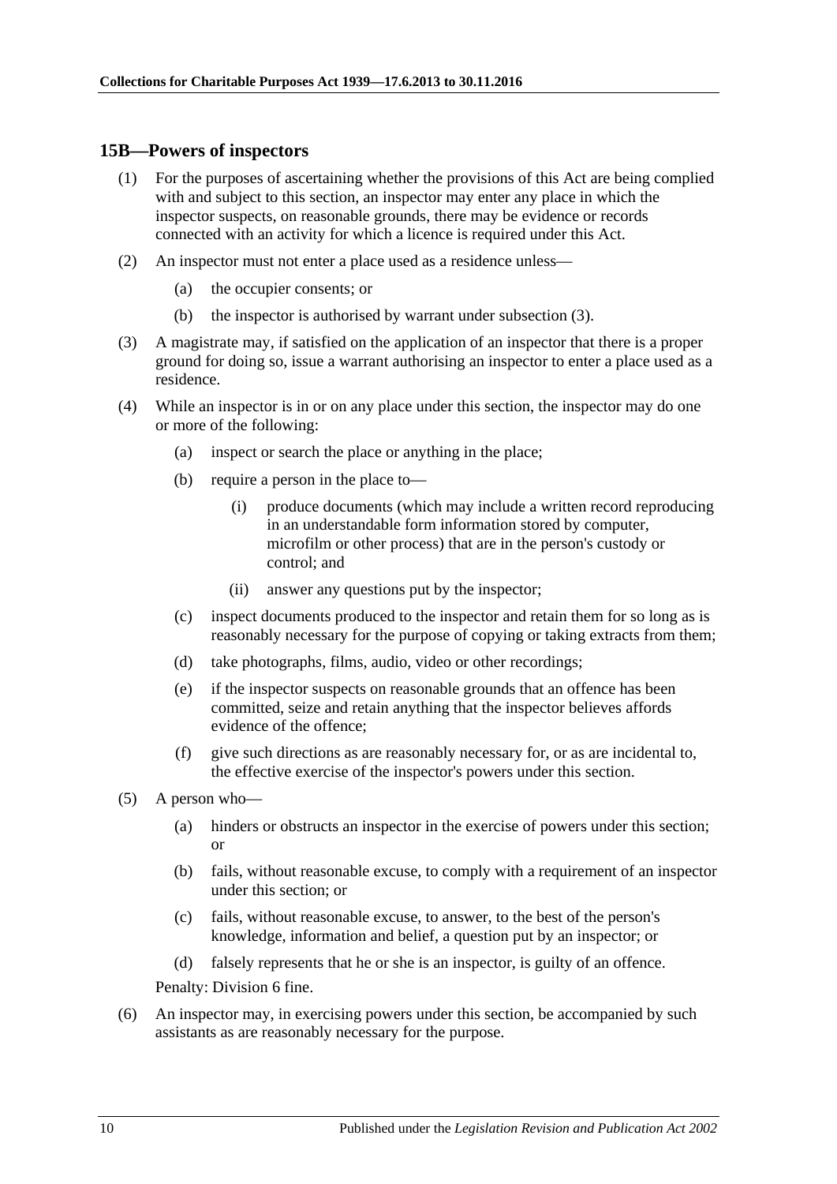## 15B—Powers of inspectors

(1) For the purposes of ascertaining whether the provisions of this Act are being complied with and subject to this section, an inspector may enter any place in which the inspector suspects, on reasonable grounds, there may be evidence or records connected with an activity for which a licence is required under this Act.

(2) An inspector must not enter a place used as a residence unless—

- (a) the occupier consents; or
- (b) the inspector is authorised by warrant under subsection (3).

(3) A magistrate may, if satisfied on the application of an inspector that there is a proper ground for doing so, issue a warrant authorising an inspector to enter a place used as a residence.

(4) While an inspector is in or on any place under this section, the inspector may do one or more of the following:

- (a) inspect or search the place or anything in the place;
- (b) require a person in the place to—
  - (i) produce documents (which may include a written record reproducing in an understandable form information stored by computer, microfilm or other process) that are in the person's custody or control; and
  - (ii) answer any questions put by the inspector;
- (c) inspect documents produced to the inspector and retain them for so long as is reasonably necessary for the purpose of copying or taking extracts from them;
- (d) take photographs, films, audio, video or other recordings;
- (e) if the inspector suspects on reasonable grounds that an offence has been committed, seize and retain anything that the inspector believes affords evidence of the offence;
- (f) give such directions as are reasonably necessary for, or as are incidental to, the effective exercise of the inspector's powers under this section.

(5) A person who—

- (a) hinders or obstructs an inspector in the exercise of powers under this section; or
- (b) fails, without reasonable excuse, to comply with a requirement of an inspector under this section; or
- (c) fails, without reasonable excuse, to answer, to the best of the person's knowledge, information and belief, a question put by an inspector; or
- (d) falsely represents that he or she is an inspector, is guilty of an offence.

Penalty: Division 6 fine.

(6) An inspector may, in exercising powers under this section, be accompanied by such assistants as are reasonably necessary for the purpose.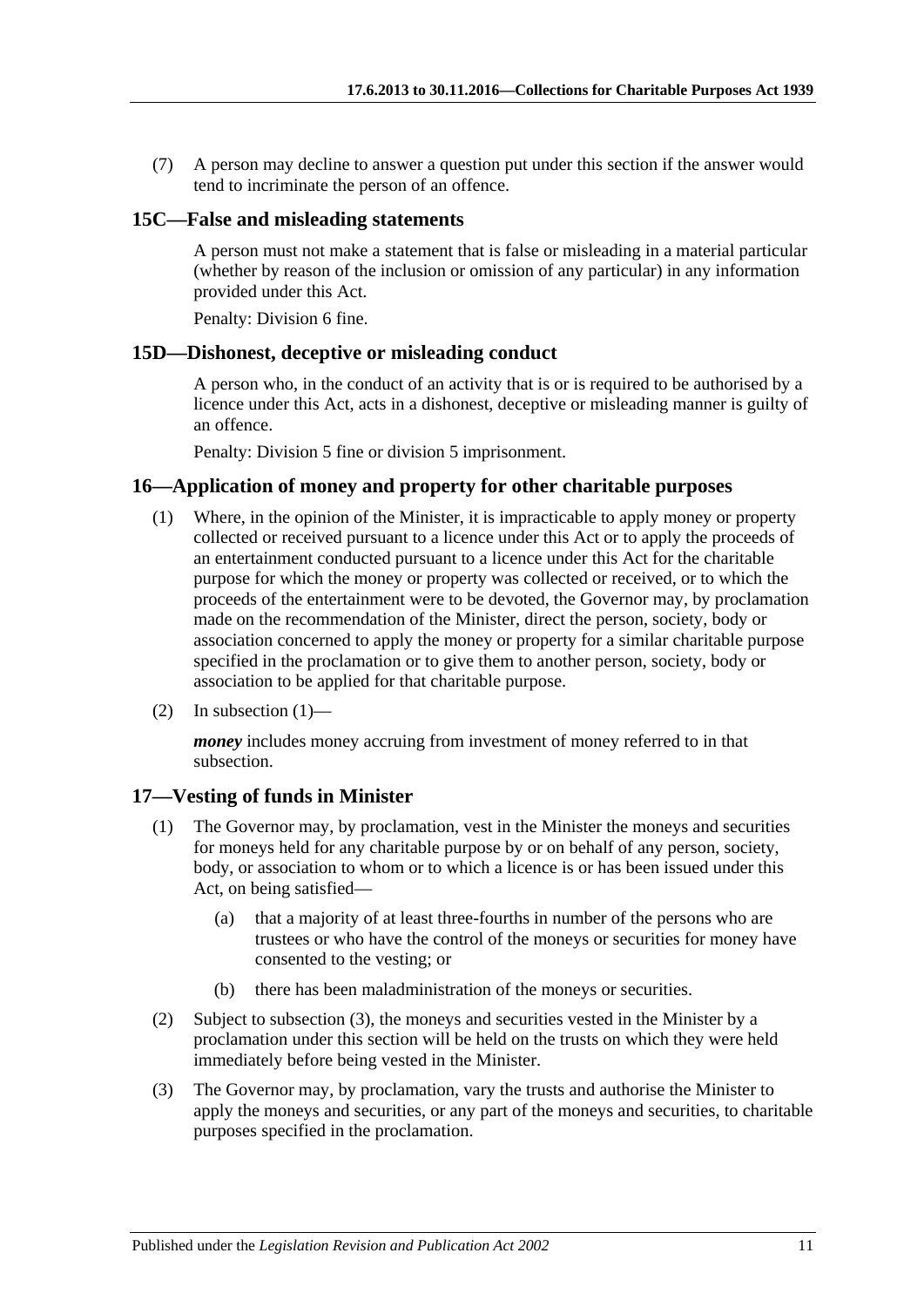(7) A person may decline to answer a question put under this section if the answer would tend to incriminate the person of an offence.

## 15C—False and misleading statements

A person must not make a statement that is false or misleading in a material particular (whether by reason of the inclusion or omission of any particular) in any information provided under this Act.

Penalty: Division 6 fine.

## 15D—Dishonest, deceptive or misleading conduct

A person who, in the conduct of an activity that is or is required to be authorised by a licence under this Act, acts in a dishonest, deceptive or misleading manner is guilty of an offence.

Penalty: Division 5 fine or division 5 imprisonment.

## 16—Application of money and property for other charitable purposes

(1) Where, in the opinion of the Minister, it is impracticable to apply money or property collected or received pursuant to a licence under this Act or to apply the proceeds of an entertainment conducted pursuant to a licence under this Act for the charitable purpose for which the money or property was collected or received, or to which the proceeds of the entertainment were to be devoted, the Governor may, by proclamation made on the recommendation of the Minister, direct the person, society, body or association concerned to apply the money or property for a similar charitable purpose specified in the proclamation or to give them to another person, society, body or association to be applied for that charitable purpose.

(2) In subsection (1)—

***money*** includes money accruing from investment of money referred to in that subsection.

## 17—Vesting of funds in Minister

(1) The Governor may, by proclamation, vest in the Minister the moneys and securities for moneys held for any charitable purpose by or on behalf of any person, society, body, or association to whom or to which a licence is or has been issued under this Act, on being satisfied—

- (a) that a majority of at least three-fourths in number of the persons who are trustees or who have the control of the moneys or securities for money have consented to the vesting; or
- (b) there has been maladministration of the moneys or securities.

(2) Subject to subsection (3), the moneys and securities vested in the Minister by a proclamation under this section will be held on the trusts on which they were held immediately before being vested in the Minister.

(3) The Governor may, by proclamation, vary the trusts and authorise the Minister to apply the moneys and securities, or any part of the moneys and securities, to charitable purposes specified in the proclamation.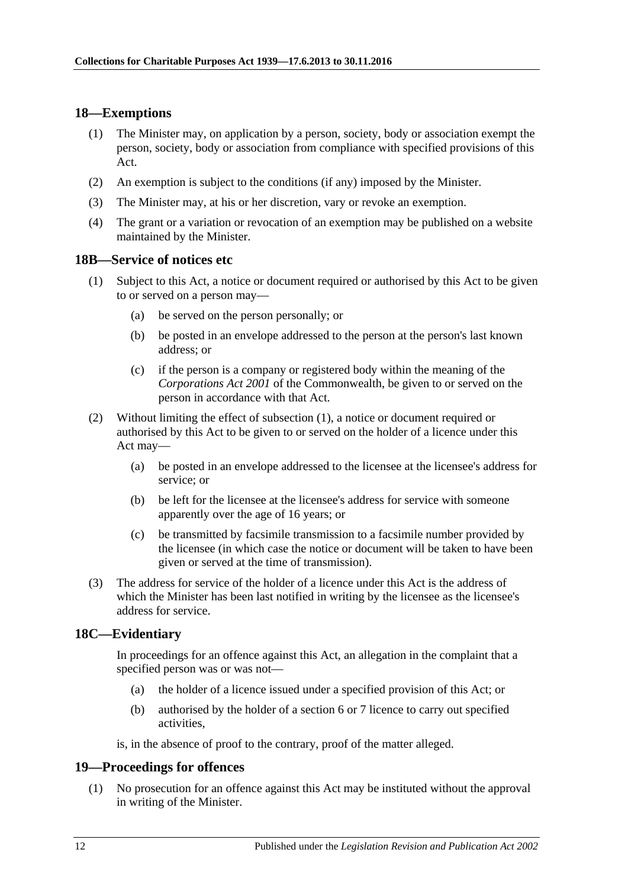## 18—Exemptions

(1) The Minister may, on application by a person, society, body or association exempt the person, society, body or association from compliance with specified provisions of this Act.

(2) An exemption is subject to the conditions (if any) imposed by the Minister.

(3) The Minister may, at his or her discretion, vary or revoke an exemption.

(4) The grant or a variation or revocation of an exemption may be published on a website maintained by the Minister.

## 18B—Service of notices etc

(1) Subject to this Act, a notice or document required or authorised by this Act to be given to or served on a person may—

- (a) be served on the person personally; or
- (b) be posted in an envelope addressed to the person at the person's last known address; or
- (c) if the person is a company or registered body within the meaning of the *Corporations Act 2001* of the Commonwealth, be given to or served on the person in accordance with that Act.

(2) Without limiting the effect of subsection (1), a notice or document required or authorised by this Act to be given to or served on the holder of a licence under this Act may—

- (a) be posted in an envelope addressed to the licensee at the licensee's address for service; or
- (b) be left for the licensee at the licensee's address for service with someone apparently over the age of 16 years; or
- (c) be transmitted by facsimile transmission to a facsimile number provided by the licensee (in which case the notice or document will be taken to have been given or served at the time of transmission).

(3) The address for service of the holder of a licence under this Act is the address of which the Minister has been last notified in writing by the licensee as the licensee's address for service.

## 18C—Evidentiary

In proceedings for an offence against this Act, an allegation in the complaint that a specified person was or was not—

- (a) the holder of a licence issued under a specified provision of this Act; or
- (b) authorised by the holder of a section 6 or 7 licence to carry out specified activities,

is, in the absence of proof to the contrary, proof of the matter alleged.

## 19—Proceedings for offences

(1) No prosecution for an offence against this Act may be instituted without the approval in writing of the Minister.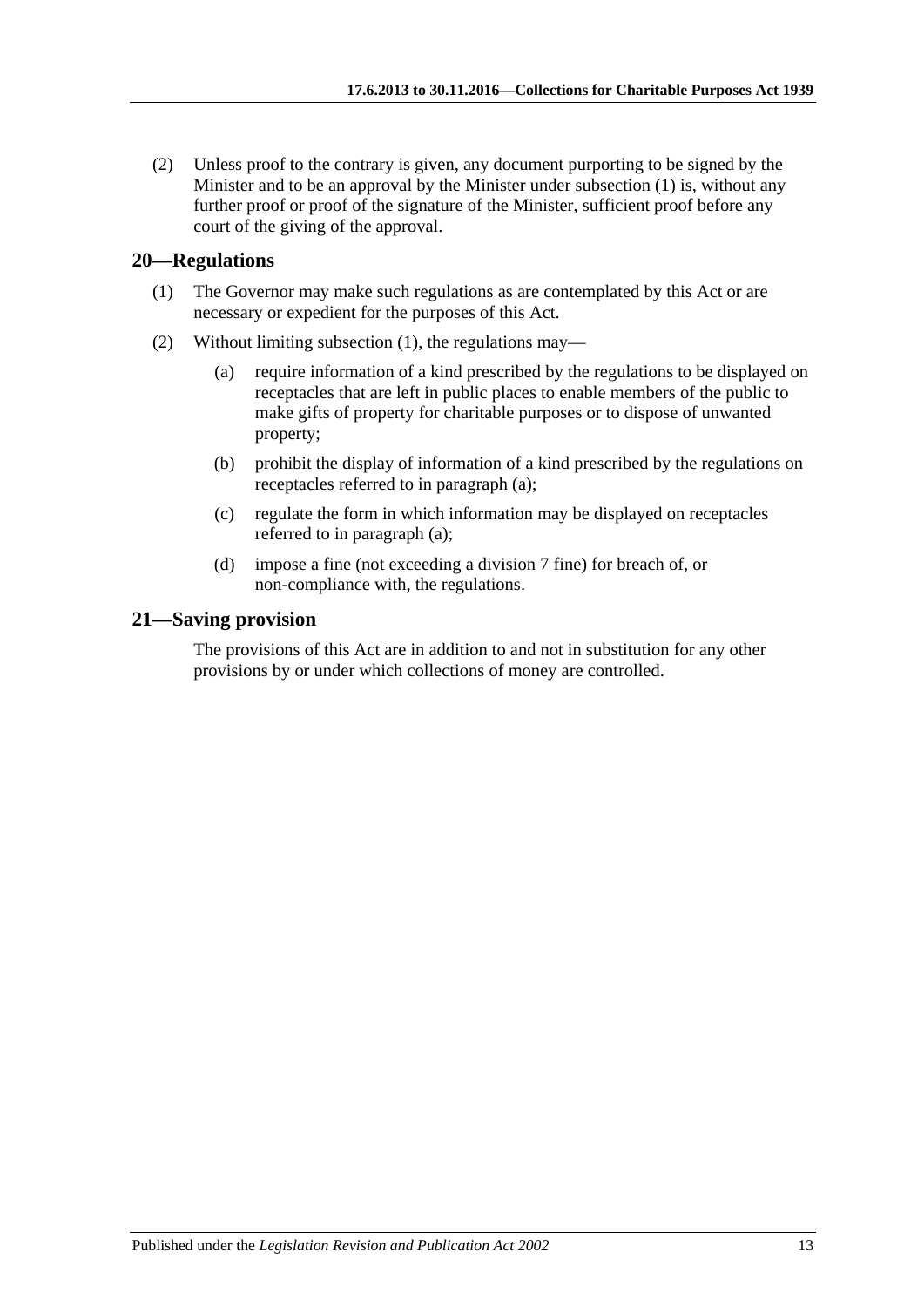(2) Unless proof to the contrary is given, any document purporting to be signed by the Minister and to be an approval by the Minister under subsection (1) is, without any further proof or proof of the signature of the Minister, sufficient proof before any court of the giving of the approval.

## 20—Regulations

(1) The Governor may make such regulations as are contemplated by this Act or are necessary or expedient for the purposes of this Act.

(2) Without limiting subsection (1), the regulations may—

(a) require information of a kind prescribed by the regulations to be displayed on receptacles that are left in public places to enable members of the public to make gifts of property for charitable purposes or to dispose of unwanted property;

(b) prohibit the display of information of a kind prescribed by the regulations on receptacles referred to in paragraph (a);

(c) regulate the form in which information may be displayed on receptacles referred to in paragraph (a);

(d) impose a fine (not exceeding a division 7 fine) for breach of, or non-compliance with, the regulations.

## 21—Saving provision

The provisions of this Act are in addition to and not in substitution for any other provisions by or under which collections of money are controlled.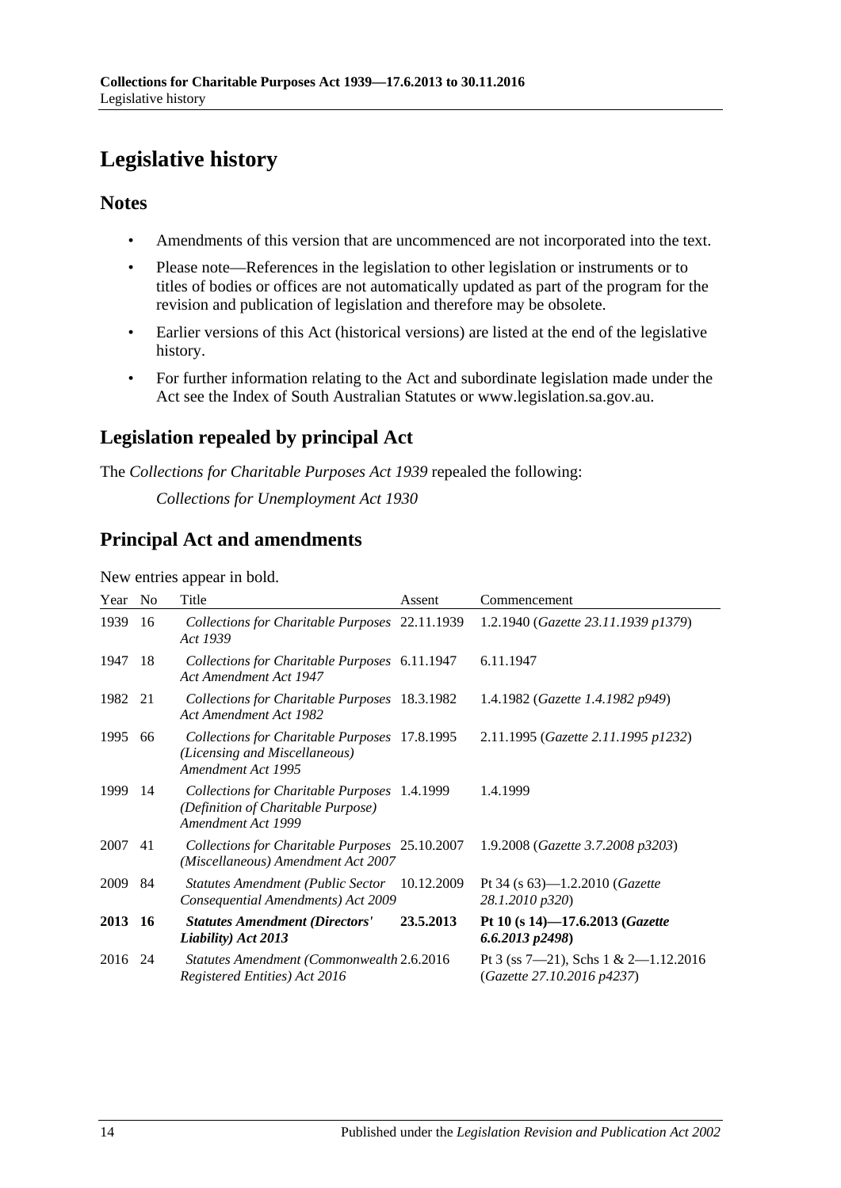# Legislative history

## Notes

- Amendments of this version that are uncommenced are not incorporated into the text.
- Please note—References in the legislation to other legislation or instruments or to titles of bodies or offices are not automatically updated as part of the program for the revision and publication of legislation and therefore may be obsolete.
- Earlier versions of this Act (historical versions) are listed at the end of the legislative history.
- For further information relating to the Act and subordinate legislation made under the Act see the Index of South Australian Statutes or www.legislation.sa.gov.au.

## Legislation repealed by principal Act

The *Collections for Charitable Purposes Act 1939* repealed the following:

*Collections for Unemployment Act 1930*

## Principal Act and amendments

New entries appear in bold.

| Year | No | Title | Assent | Commencement |
|---|---|---|---|---|
| 1939 | 16 | *Collections for Charitable Purposes Act 1939* | 22.11.1939 | 1.2.1940 (*Gazette 23.11.1939 p1379*) |
| 1947 | 18 | *Collections for Charitable Purposes Act Amendment Act 1947* | 6.11.1947 | 6.11.1947 |
| 1982 | 21 | *Collections for Charitable Purposes Act Amendment Act 1982* | 18.3.1982 | 1.4.1982 (*Gazette 1.4.1982 p949*) |
| 1995 | 66 | *Collections for Charitable Purposes (Licensing and Miscellaneous) Amendment Act 1995* | 17.8.1995 | 2.11.1995 (*Gazette 2.11.1995 p1232*) |
| 1999 | 14 | *Collections for Charitable Purposes (Definition of Charitable Purpose) Amendment Act 1999* | 1.4.1999 | 1.4.1999 |
| 2007 | 41 | *Collections for Charitable Purposes (Miscellaneous) Amendment Act 2007* | 25.10.2007 | 1.9.2008 (*Gazette 3.7.2008 p3203*) |
| 2009 | 84 | *Statutes Amendment (Public Sector Consequential Amendments) Act 2009* | 10.12.2009 | Pt 34 (s 63)—1.2.2010 (*Gazette 28.1.2010 p320*) |
| **2013** | **16** | ***Statutes Amendment (Directors' Liability) Act 2013*** | **23.5.2013** | **Pt 10 (s 14)—17.6.2013 (*Gazette 6.6.2013 p2498*)** |
| 2016 | 24 | *Statutes Amendment (Commonwealth Registered Entities) Act 2016* | 2.6.2016 | Pt 3 (ss 7—21), Schs 1 & 2—1.12.2016 (*Gazette 27.10.2016 p4237*) |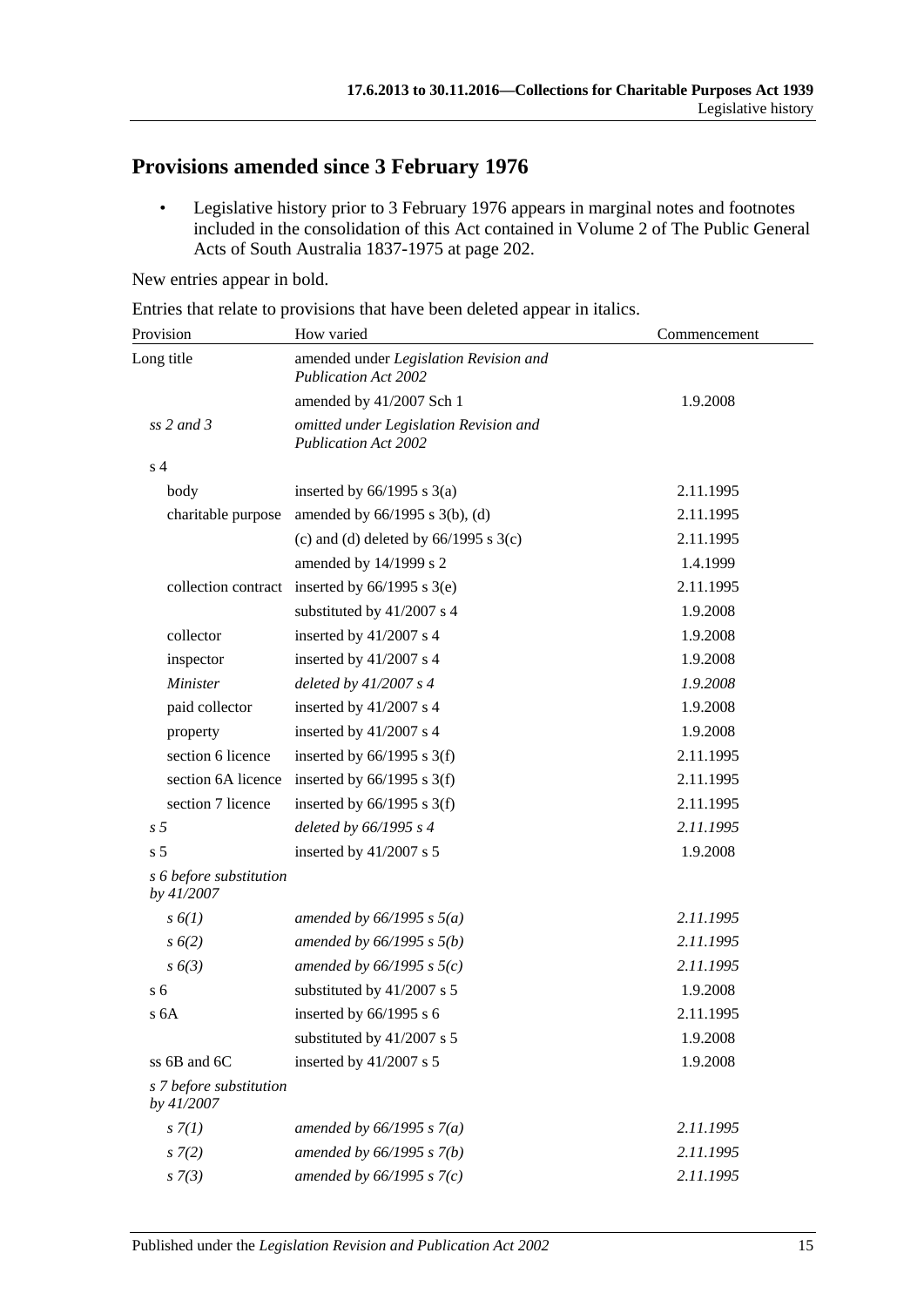## Provisions amended since 3 February 1976

- Legislative history prior to 3 February 1976 appears in marginal notes and footnotes included in the consolidation of this Act contained in Volume 2 of The Public General Acts of South Australia 1837-1975 at page 202.

New entries appear in bold.

Entries that relate to provisions that have been deleted appear in italics.

| Provision | How varied | Commencement |
|---|---|---|
| Long title | amended under *Legislation Revision and Publication Act 2002* | |
| | amended by 41/2007 Sch 1 | 1.9.2008 |
| *ss 2 and 3* | *omitted under Legislation Revision and Publication Act 2002* | |
| s 4 | | |
| body | inserted by 66/1995 s 3(a) | 2.11.1995 |
| charitable purpose | amended by 66/1995 s 3(b), (d) | 2.11.1995 |
| | (c) and (d) deleted by 66/1995 s 3(c) | 2.11.1995 |
| | amended by 14/1999 s 2 | 1.4.1999 |
| collection contract | inserted by 66/1995 s 3(e) | 2.11.1995 |
| | substituted by 41/2007 s 4 | 1.9.2008 |
| collector | inserted by 41/2007 s 4 | 1.9.2008 |
| inspector | inserted by 41/2007 s 4 | 1.9.2008 |
| *Minister* | *deleted by 41/2007 s 4* | *1.9.2008* |
| paid collector | inserted by 41/2007 s 4 | 1.9.2008 |
| property | inserted by 41/2007 s 4 | 1.9.2008 |
| section 6 licence | inserted by 66/1995 s 3(f) | 2.11.1995 |
| section 6A licence | inserted by 66/1995 s 3(f) | 2.11.1995 |
| section 7 licence | inserted by 66/1995 s 3(f) | 2.11.1995 |
| *s 5* | *deleted by 66/1995 s 4* | *2.11.1995* |
| s 5 | inserted by 41/2007 s 5 | 1.9.2008 |
| *s 6 before substitution by 41/2007* | | |
| *s 6(1)* | *amended by 66/1995 s 5(a)* | *2.11.1995* |
| *s 6(2)* | *amended by 66/1995 s 5(b)* | *2.11.1995* |
| *s 6(3)* | *amended by 66/1995 s 5(c)* | *2.11.1995* |
| s 6 | substituted by 41/2007 s 5 | 1.9.2008 |
| s 6A | inserted by 66/1995 s 6 | 2.11.1995 |
| | substituted by 41/2007 s 5 | 1.9.2008 |
| ss 6B and 6C | inserted by 41/2007 s 5 | 1.9.2008 |
| *s 7 before substitution by 41/2007* | | |
| *s 7(1)* | *amended by 66/1995 s 7(a)* | *2.11.1995* |
| *s 7(2)* | *amended by 66/1995 s 7(b)* | *2.11.1995* |
| *s 7(3)* | *amended by 66/1995 s 7(c)* | *2.11.1995* |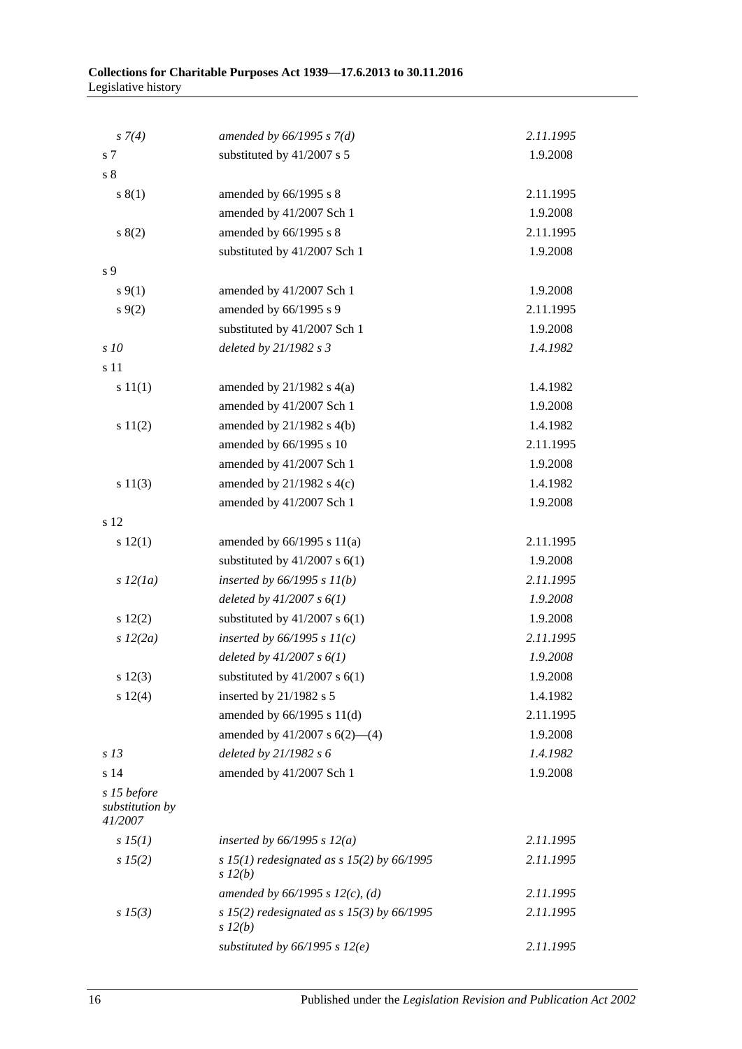| | | |
|---|---|---|
| *s 7(4)* | *amended by 66/1995 s 7(d)* | *2.11.1995* |
| s 7 | substituted by 41/2007 s 5 | 1.9.2008 |
| s 8 | | |
| s 8(1) | amended by 66/1995 s 8 | 2.11.1995 |
| | amended by 41/2007 Sch 1 | 1.9.2008 |
| s 8(2) | amended by 66/1995 s 8 | 2.11.1995 |
| | substituted by 41/2007 Sch 1 | 1.9.2008 |
| s 9 | | |
| s 9(1) | amended by 41/2007 Sch 1 | 1.9.2008 |
| s 9(2) | amended by 66/1995 s 9 | 2.11.1995 |
| | substituted by 41/2007 Sch 1 | 1.9.2008 |
| *s 10* | *deleted by 21/1982 s 3* | *1.4.1982* |
| s 11 | | |
| s 11(1) | amended by 21/1982 s 4(a) | 1.4.1982 |
| | amended by 41/2007 Sch 1 | 1.9.2008 |
| s 11(2) | amended by 21/1982 s 4(b) | 1.4.1982 |
| | amended by 66/1995 s 10 | 2.11.1995 |
| | amended by 41/2007 Sch 1 | 1.9.2008 |
| s 11(3) | amended by 21/1982 s 4(c) | 1.4.1982 |
| | amended by 41/2007 Sch 1 | 1.9.2008 |
| s 12 | | |
| s 12(1) | amended by 66/1995 s 11(a) | 2.11.1995 |
| | substituted by 41/2007 s 6(1) | 1.9.2008 |
| *s 12(1a)* | *inserted by 66/1995 s 11(b)* | *2.11.1995* |
| | *deleted by 41/2007 s 6(1)* | *1.9.2008* |
| s 12(2) | substituted by 41/2007 s 6(1) | 1.9.2008 |
| *s 12(2a)* | *inserted by 66/1995 s 11(c)* | *2.11.1995* |
| | *deleted by 41/2007 s 6(1)* | *1.9.2008* |
| s 12(3) | substituted by 41/2007 s 6(1) | 1.9.2008 |
| s 12(4) | inserted by 21/1982 s 5 | 1.4.1982 |
| | amended by 66/1995 s 11(d) | 2.11.1995 |
| | amended by 41/2007 s 6(2)—(4) | 1.9.2008 |
| *s 13* | *deleted by 21/1982 s 6* | *1.4.1982* |
| s 14 | amended by 41/2007 Sch 1 | 1.9.2008 |
| *s 15 before substitution by 41/2007* | | |
| *s 15(1)* | *inserted by 66/1995 s 12(a)* | *2.11.1995* |
| *s 15(2)* | *s 15(1) redesignated as s 15(2) by 66/1995 s 12(b)* | *2.11.1995* |
| | *amended by 66/1995 s 12(c), (d)* | *2.11.1995* |
| *s 15(3)* | *s 15(2) redesignated as s 15(3) by 66/1995 s 12(b)* | *2.11.1995* |
| | *substituted by 66/1995 s 12(e)* | *2.11.1995* |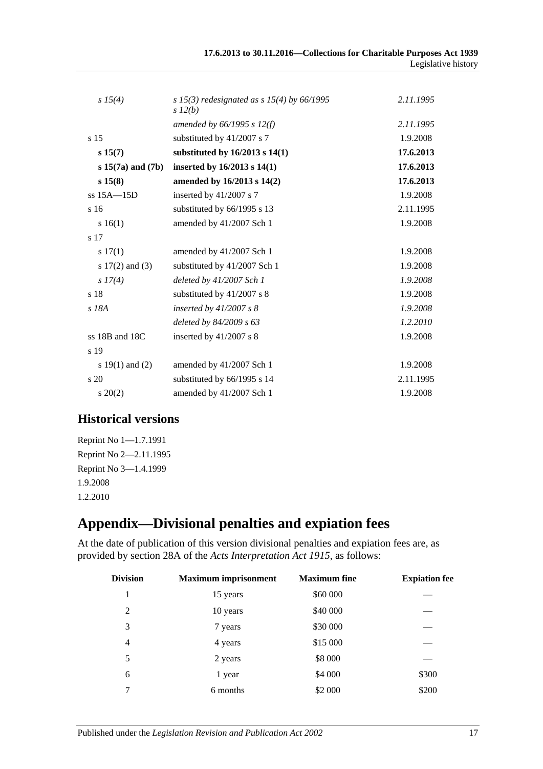| | | |
|---|---|---|
| *s 15(4)* | *s 15(3) redesignated as s 15(4) by 66/1995 s 12(b)* | *2.11.1995* |
| | *amended by 66/1995 s 12(f)* | *2.11.1995* |
| s 15 | substituted by 41/2007 s 7 | 1.9.2008 |
| **s 15(7)** | **substituted by 16/2013 s 14(1)** | **17.6.2013** |
| **s 15(7a) and (7b)** | **inserted by 16/2013 s 14(1)** | **17.6.2013** |
| **s 15(8)** | **amended by 16/2013 s 14(2)** | **17.6.2013** |
| ss 15A—15D | inserted by 41/2007 s 7 | 1.9.2008 |
| s 16 | substituted by 66/1995 s 13 | 2.11.1995 |
| s 16(1) | amended by 41/2007 Sch 1 | 1.9.2008 |
| s 17 | | |
| s 17(1) | amended by 41/2007 Sch 1 | 1.9.2008 |
| s 17(2) and (3) | substituted by 41/2007 Sch 1 | 1.9.2008 |
| *s 17(4)* | *deleted by 41/2007 Sch 1* | *1.9.2008* |
| s 18 | substituted by 41/2007 s 8 | 1.9.2008 |
| *s 18A* | *inserted by 41/2007 s 8* | *1.9.2008* |
| | *deleted by 84/2009 s 63* | *1.2.2010* |
| ss 18B and 18C | inserted by 41/2007 s 8 | 1.9.2008 |
| s 19 | | |
| s 19(1) and (2) | amended by 41/2007 Sch 1 | 1.9.2008 |
| s 20 | substituted by 66/1995 s 14 | 2.11.1995 |
| s 20(2) | amended by 41/2007 Sch 1 | 1.9.2008 |

## Historical versions

Reprint No 1—1.7.1991
Reprint No 2—2.11.1995
Reprint No 3—1.4.1999
1.9.2008
1.2.2010

# Appendix—Divisional penalties and expiation fees

At the date of publication of this version divisional penalties and expiation fees are, as provided by section 28A of the *Acts Interpretation Act 1915*, as follows:

| Division | Maximum imprisonment | Maximum fine | Expiation fee |
|---|---|---|---|
| 1 | 15 years | \$60 000 | — |
| 2 | 10 years | \$40 000 | — |
| 3 | 7 years | \$30 000 | — |
| 4 | 4 years | \$15 000 | — |
| 5 | 2 years | \$8 000 | — |
| 6 | 1 year | \$4 000 | \$300 |
| 7 | 6 months | \$2 000 | \$200 |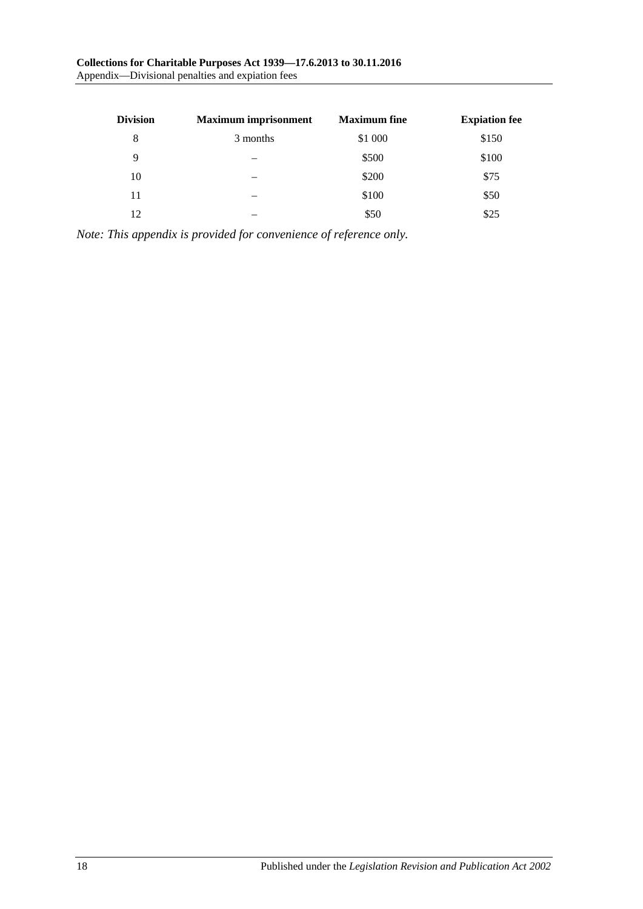| Division | Maximum imprisonment | Maximum fine | Expiation fee |
|---|---|---|---|
| 8 | 3 months | $1 000 | $150 |
| 9 | – | $500 | $100 |
| 10 | – | $200 | $75 |
| 11 | – | $100 | $50 |
| 12 | – | $50 | $25 |

*Note: This appendix is provided for convenience of reference only.*